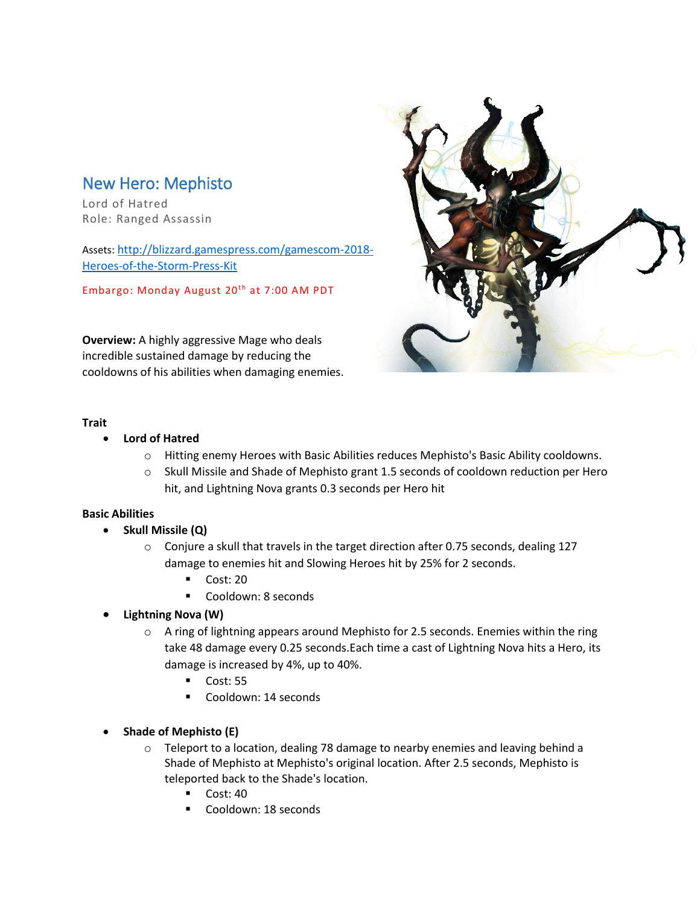# New Hero: Mephisto

Lord of Hatred

Role: Ranged Assassin

Assets: [http://blizzard.gamespress.com/gamescom-2018-Heroes-of-the-Storm-Press-Kit](http://blizzard.gamespress.com/gamescom-2018-Heroes-of-the-Storm-Press-Kit)

Embargo: Monday August 20th at 7:00 AM PDT

**Overview:** A highly aggressive Mage who deals incredible sustained damage by reducing the cooldowns of his abilities when damaging enemies.

**Trait**

- **Lord of Hatred**
  - Hitting enemy Heroes with Basic Abilities reduces Mephisto's Basic Ability cooldowns.
  - Skull Missile and Shade of Mephisto grant 1.5 seconds of cooldown reduction per Hero hit, and Lightning Nova grants 0.3 seconds per Hero hit

**Basic Abilities**

- **Skull Missile (Q)**
  - Conjure a skull that travels in the target direction after 0.75 seconds, dealing 127 damage to enemies hit and Slowing Heroes hit by 25% for 2 seconds.
    - Cost: 20
    - Cooldown: 8 seconds
- **Lightning Nova (W)**
  - A ring of lightning appears around Mephisto for 2.5 seconds. Enemies within the ring take 48 damage every 0.25 seconds.Each time a cast of Lightning Nova hits a Hero, its damage is increased by 4%, up to 40%.
    - Cost: 55
    - Cooldown: 14 seconds
- **Shade of Mephisto (E)**
  - Teleport to a location, dealing 78 damage to nearby enemies and leaving behind a Shade of Mephisto at Mephisto's original location. After 2.5 seconds, Mephisto is teleported back to the Shade's location.
    - Cost: 40
    - Cooldown: 18 seconds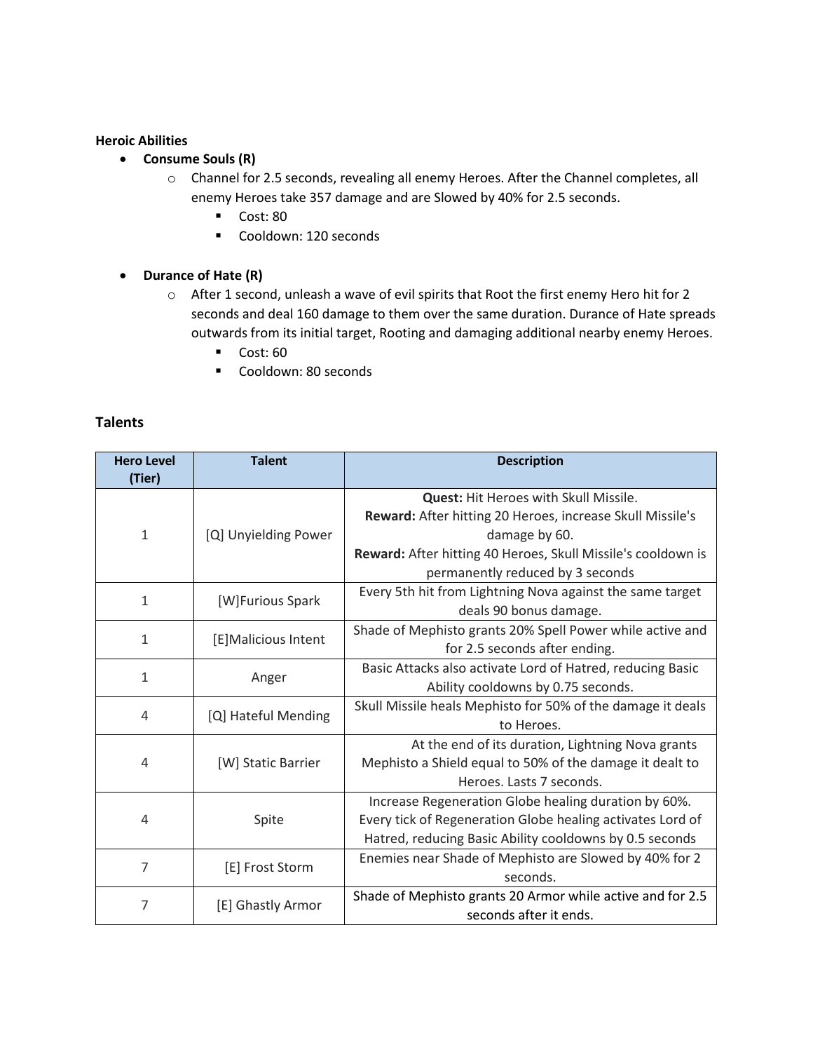**Heroic Abilities**

- **Consume Souls (R)**
    - Channel for 2.5 seconds, revealing all enemy Heroes. After the Channel completes, all enemy Heroes take 357 damage and are Slowed by 40% for 2.5 seconds.
        - Cost: 80
        - Cooldown: 120 seconds

- **Durance of Hate (R)**
    - After 1 second, unleash a wave of evil spirits that Root the first enemy Hero hit for 2 seconds and deal 160 damage to them over the same duration. Durance of Hate spreads outwards from its initial target, Rooting and damaging additional nearby enemy Heroes.
        - Cost: 60
        - Cooldown: 80 seconds

## Talents

| Hero Level (Tier) | Talent | Description |
|---|---|---|
| 1 | [Q] Unyielding Power | **Quest:** Hit Heroes with Skull Missile. **Reward:** After hitting 20 Heroes, increase Skull Missile's damage by 60. **Reward:** After hitting 40 Heroes, Skull Missile's cooldown is permanently reduced by 3 seconds |
| 1 | [W]Furious Spark | Every 5th hit from Lightning Nova against the same target deals 90 bonus damage. |
| 1 | [E]Malicious Intent | Shade of Mephisto grants 20% Spell Power while active and for 2.5 seconds after ending. |
| 1 | Anger | Basic Attacks also activate Lord of Hatred, reducing Basic Ability cooldowns by 0.75 seconds. |
| 4 | [Q] Hateful Mending | Skull Missile heals Mephisto for 50% of the damage it deals to Heroes. |
| 4 | [W] Static Barrier | At the end of its duration, Lightning Nova grants Mephisto a Shield equal to 50% of the damage it dealt to Heroes. Lasts 7 seconds. |
| 4 | Spite | Increase Regeneration Globe healing duration by 60%. Every tick of Regeneration Globe healing activates Lord of Hatred, reducing Basic Ability cooldowns by 0.5 seconds |
| 7 | [E] Frost Storm | Enemies near Shade of Mephisto are Slowed by 40% for 2 seconds. |
| 7 | [E] Ghastly Armor | Shade of Mephisto grants 20 Armor while active and for 2.5 seconds after it ends. |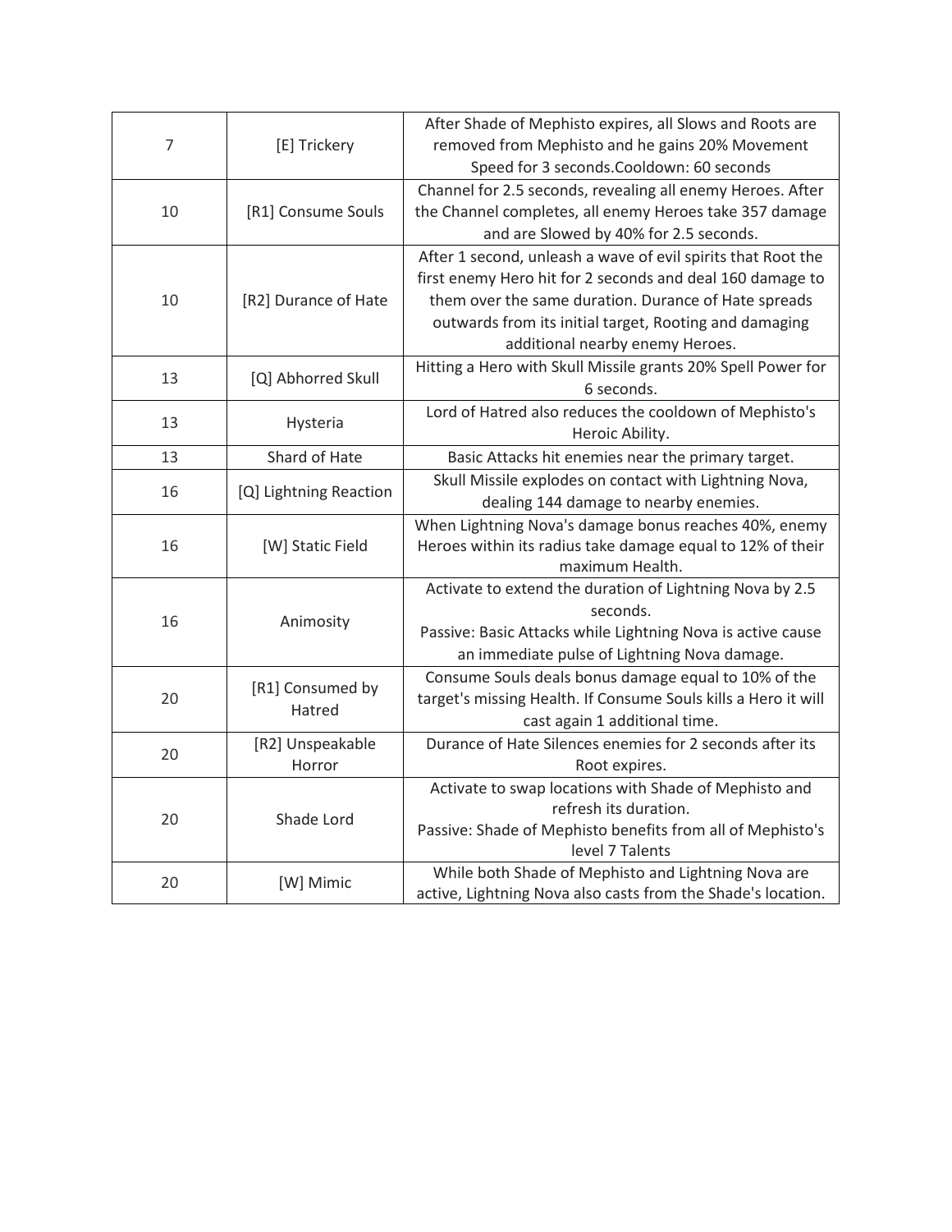| | | |
|---|---|---|
| 7 | [E] Trickery | After Shade of Mephisto expires, all Slows and Roots are removed from Mephisto and he gains 20% Movement Speed for 3 seconds.Cooldown: 60 seconds |
| 10 | [R1] Consume Souls | Channel for 2.5 seconds, revealing all enemy Heroes. After the Channel completes, all enemy Heroes take 357 damage and are Slowed by 40% for 2.5 seconds. |
| 10 | [R2] Durance of Hate | After 1 second, unleash a wave of evil spirits that Root the first enemy Hero hit for 2 seconds and deal 160 damage to them over the same duration. Durance of Hate spreads outwards from its initial target, Rooting and damaging additional nearby enemy Heroes. |
| 13 | [Q] Abhorred Skull | Hitting a Hero with Skull Missile grants 20% Spell Power for 6 seconds. |
| 13 | Hysteria | Lord of Hatred also reduces the cooldown of Mephisto's Heroic Ability. |
| 13 | Shard of Hate | Basic Attacks hit enemies near the primary target. |
| 16 | [Q] Lightning Reaction | Skull Missile explodes on contact with Lightning Nova, dealing 144 damage to nearby enemies. |
| 16 | [W] Static Field | When Lightning Nova's damage bonus reaches 40%, enemy Heroes within its radius take damage equal to 12% of their maximum Health. |
| 16 | Animosity | Activate to extend the duration of Lightning Nova by 2.5 seconds.<br>Passive: Basic Attacks while Lightning Nova is active cause an immediate pulse of Lightning Nova damage. |
| 20 | [R1] Consumed by Hatred | Consume Souls deals bonus damage equal to 10% of the target's missing Health. If Consume Souls kills a Hero it will cast again 1 additional time. |
| 20 | [R2] Unspeakable Horror | Durance of Hate Silences enemies for 2 seconds after its Root expires. |
| 20 | Shade Lord | Activate to swap locations with Shade of Mephisto and refresh its duration.<br>Passive: Shade of Mephisto benefits from all of Mephisto's level 7 Talents |
| 20 | [W] Mimic | While both Shade of Mephisto and Lightning Nova are active, Lightning Nova also casts from the Shade's location. |